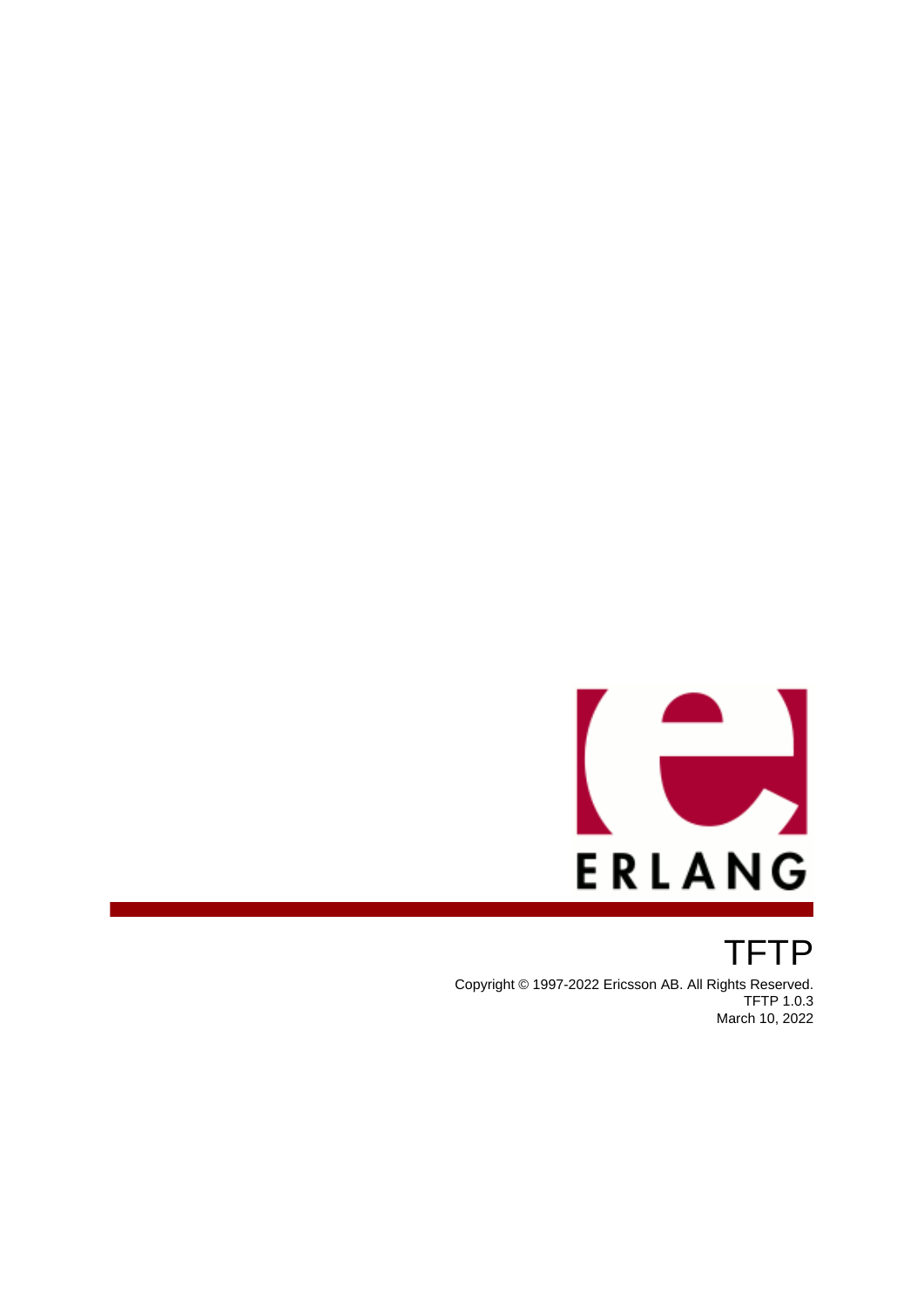# TFTP

Copyright © 1997-2022 Ericsson AB. All Rights Reserved.
TFTP 1.0.3
March 10, 2022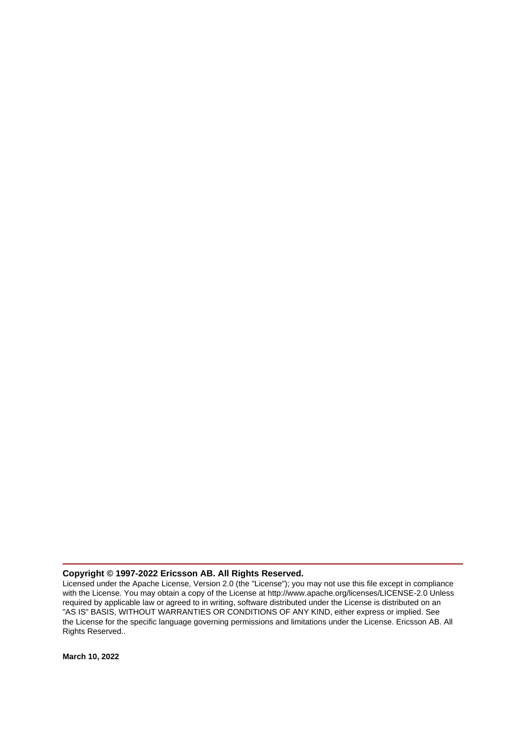**Copyright © 1997-2022 Ericsson AB. All Rights Reserved.**

Licensed under the Apache License, Version 2.0 (the "License"); you may not use this file except in compliance with the License. You may obtain a copy of the License at http://www.apache.org/licenses/LICENSE-2.0 Unless required by applicable law or agreed to in writing, software distributed under the License is distributed on an "AS IS" BASIS, WITHOUT WARRANTIES OR CONDITIONS OF ANY KIND, either express or implied. See the License for the specific language governing permissions and limitations under the License. Ericsson AB. All Rights Reserved..

**March 10, 2022**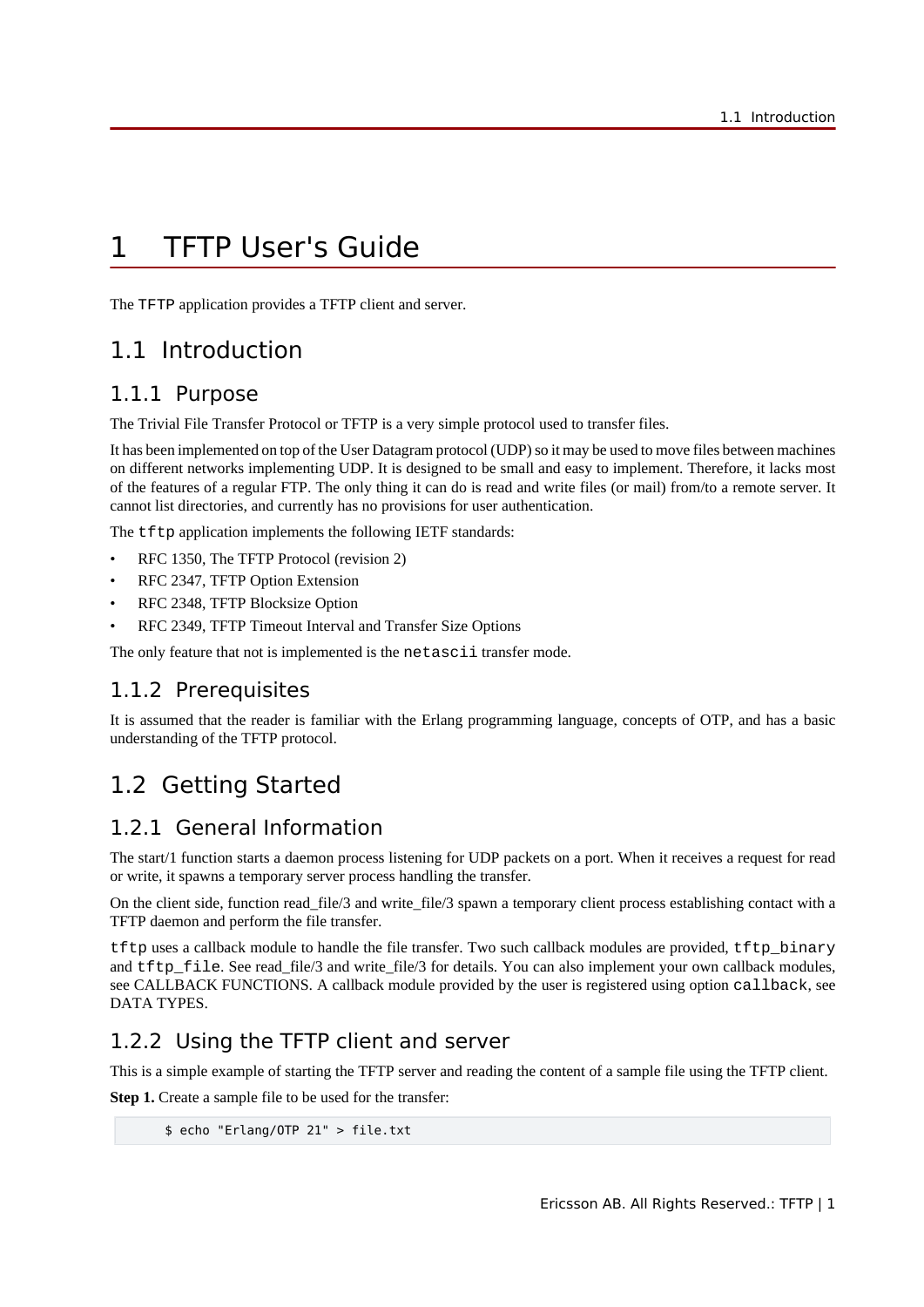# 1 TFTP User's Guide

The TFTP application provides a TFTP client and server.

## 1.1 Introduction

### 1.1.1 Purpose

The Trivial File Transfer Protocol or TFTP is a very simple protocol used to transfer files.

It has been implemented on top of the User Datagram protocol (UDP) so it may be used to move files between machines on different networks implementing UDP. It is designed to be small and easy to implement. Therefore, it lacks most of the features of a regular FTP. The only thing it can do is read and write files (or mail) from/to a remote server. It cannot list directories, and currently has no provisions for user authentication.

The `tftp` application implements the following IETF standards:

- RFC 1350, The TFTP Protocol (revision 2)
- RFC 2347, TFTP Option Extension
- RFC 2348, TFTP Blocksize Option
- RFC 2349, TFTP Timeout Interval and Transfer Size Options

The only feature that not is implemented is the `netascii` transfer mode.

### 1.1.2 Prerequisites

It is assumed that the reader is familiar with the Erlang programming language, concepts of OTP, and has a basic understanding of the TFTP protocol.

## 1.2 Getting Started

### 1.2.1 General Information

The start/1 function starts a daemon process listening for UDP packets on a port. When it receives a request for read or write, it spawns a temporary server process handling the transfer.

On the client side, function read_file/3 and write_file/3 spawn a temporary client process establishing contact with a TFTP daemon and perform the file transfer.

`tftp` uses a callback module to handle the file transfer. Two such callback modules are provided, `tftp_binary` and `tftp_file`. See read_file/3 and write_file/3 for details. You can also implement your own callback modules, see CALLBACK FUNCTIONS. A callback module provided by the user is registered using option `callback`, see DATA TYPES.

### 1.2.2 Using the TFTP client and server

This is a simple example of starting the TFTP server and reading the content of a sample file using the TFTP client.

**Step 1.** Create a sample file to be used for the transfer:

```
$ echo "Erlang/OTP 21" > file.txt
```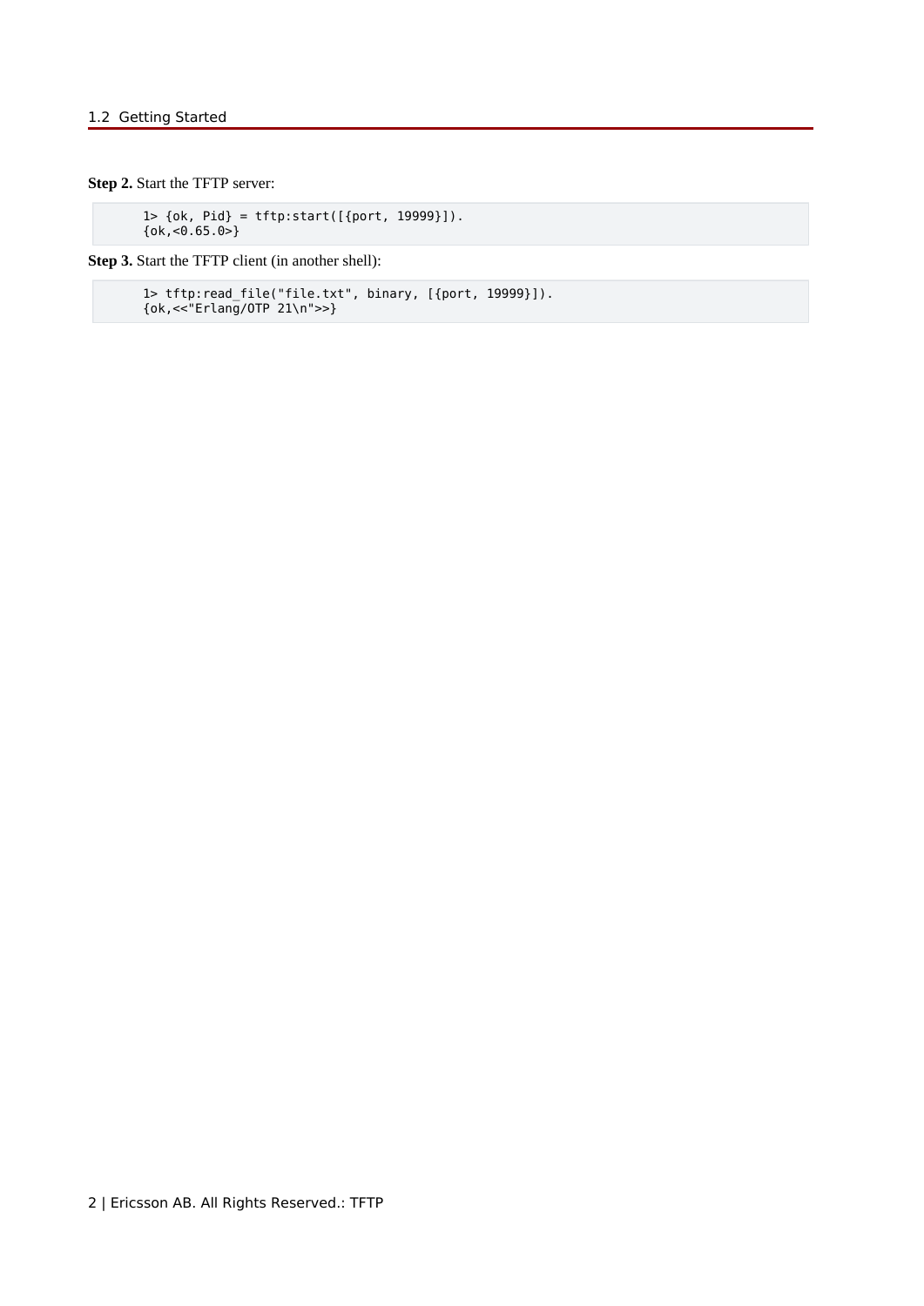**Step 2.** Start the TFTP server:

```
1> {ok, Pid} = tftp:start([{port, 19999}]).
{ok,<0.65.0>}
```

**Step 3.** Start the TFTP client (in another shell):

```
1> tftp:read_file("file.txt", binary, [{port, 19999}]).
{ok,<<"Erlang/OTP 21\n">>}
```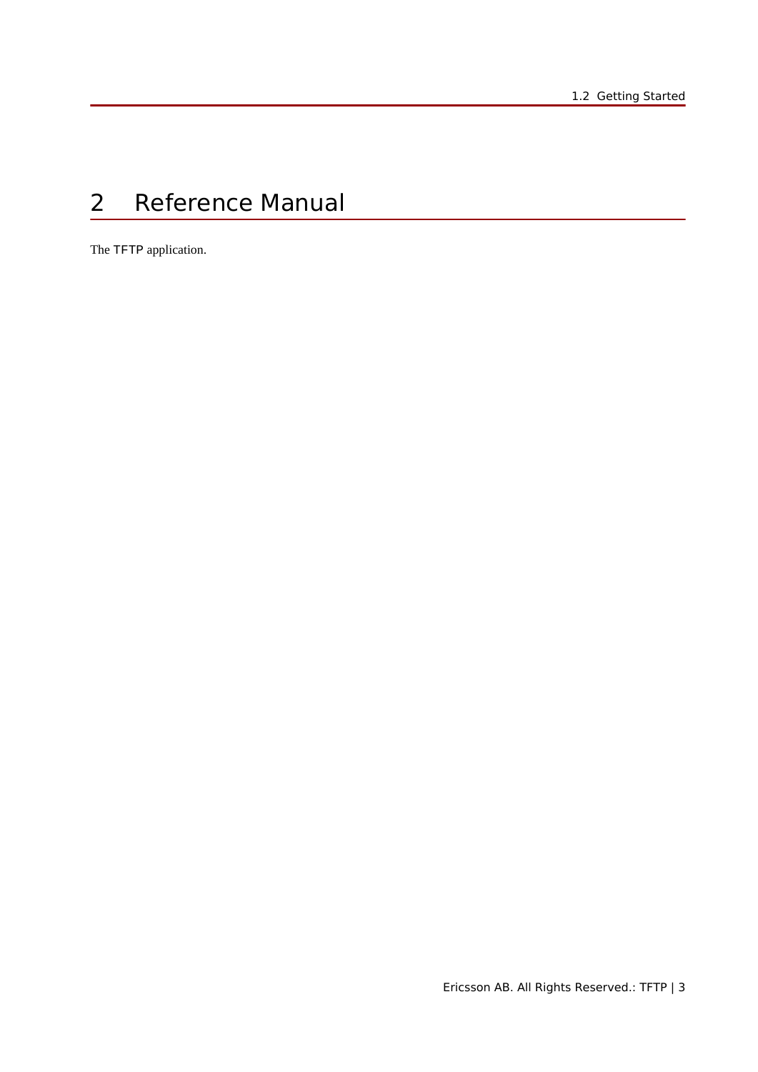# 2 Reference Manual

The TFTP application.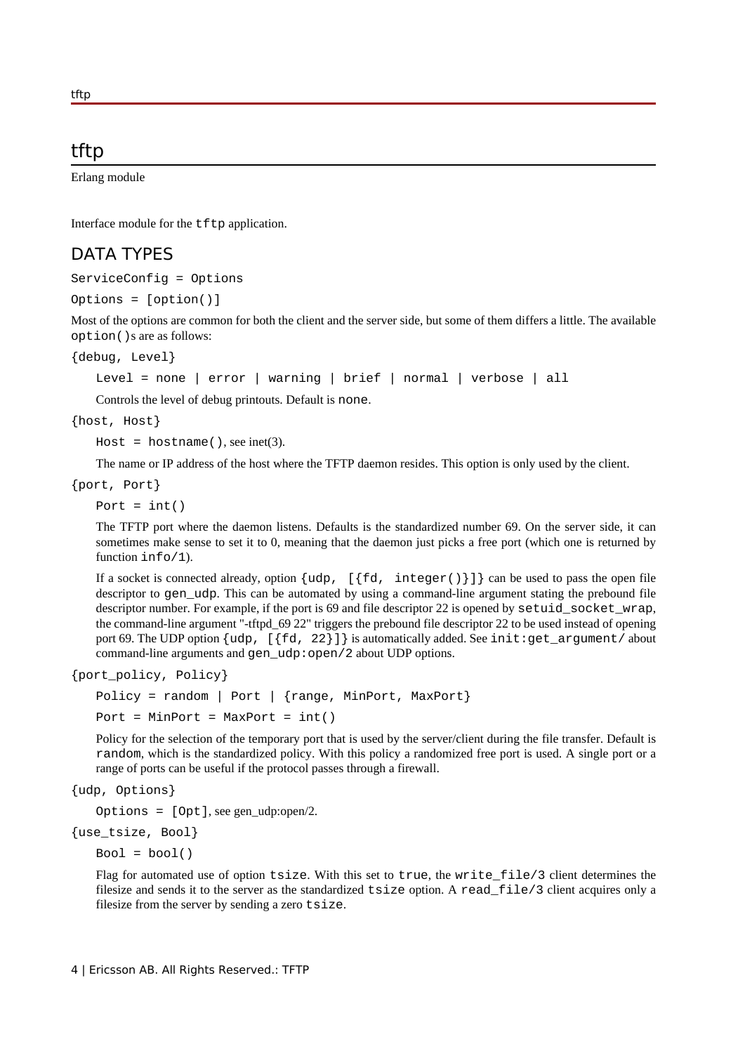# tftp

Erlang module

Interface module for the `tftp` application.

## DATA TYPES

`ServiceConfig = Options`

`Options = [option()]`

Most of the options are common for both the client and the server side, but some of them differs a little. The available `option()`s are as follows:

`{debug, Level}`

> `Level = none | error | warning | brief | normal | verbose | all`
>
> Controls the level of debug printouts. Default is `none`.

`{host, Host}`

> `Host = hostname()`, see inet(3).
>
> The name or IP address of the host where the TFTP daemon resides. This option is only used by the client.

`{port, Port}`

> `Port = int()`
>
> The TFTP port where the daemon listens. Defaults is the standardized number 69. On the server side, it can sometimes make sense to set it to 0, meaning that the daemon just picks a free port (which one is returned by function `info/1`).
>
> If a socket is connected already, option `{udp, [{fd, integer()}]}` can be used to pass the open file descriptor to `gen_udp`. This can be automated by using a command-line argument stating the prebound file descriptor number. For example, if the port is 69 and file descriptor 22 is opened by `setuid_socket_wrap`, the command-line argument "-tftpd_69 22" triggers the prebound file descriptor 22 to be used instead of opening port 69. The UDP option `{udp, [{fd, 22}]}` is automatically added. See `init:get_argument/` about command-line arguments and `gen_udp:open/2` about UDP options.

`{port_policy, Policy}`

> `Policy = random | Port | {range, MinPort, MaxPort}`
>
> `Port = MinPort = MaxPort = int()`
>
> Policy for the selection of the temporary port that is used by the server/client during the file transfer. Default is `random`, which is the standardized policy. With this policy a randomized free port is used. A single port or a range of ports can be useful if the protocol passes through a firewall.

`{udp, Options}`

> `Options = [Opt]`, see gen_udp:open/2.

`{use_tsize, Bool}`

> `Bool = bool()`
>
> Flag for automated use of option `tsize`. With this set to `true`, the `write_file/3` client determines the filesize and sends it to the server as the standardized `tsize` option. A `read_file/3` client acquires only a filesize from the server by sending a zero `tsize`.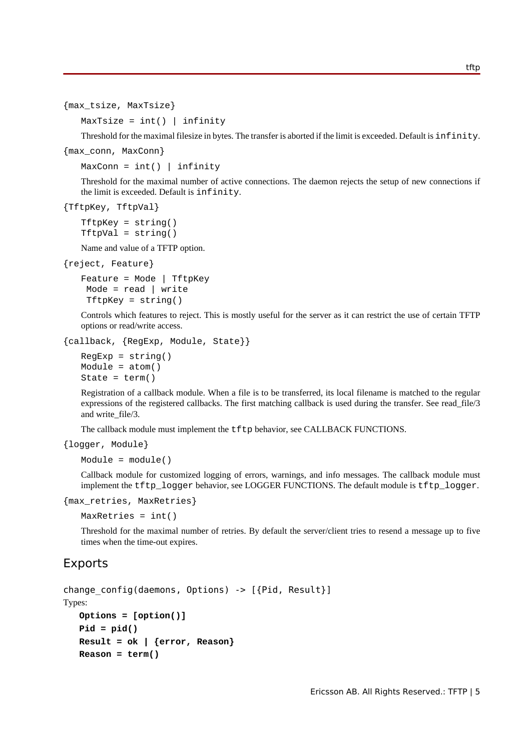`{max_tsize, MaxTsize}`

```
MaxTsize = int() | infinity
```

Threshold for the maximal filesize in bytes. The transfer is aborted if the limit is exceeded. Default is `infinity`.

`{max_conn, MaxConn}`

```
MaxConn = int() | infinity
```

Threshold for the maximal number of active connections. The daemon rejects the setup of new connections if the limit is exceeded. Default is `infinity`.

`{TftpKey, TftpVal}`

```
TftpKey = string()
TftpVal = string()
```

Name and value of a TFTP option.

`{reject, Feature}`

```
Feature = Mode | TftpKey
 Mode = read | write
 TftpKey = string()
```

Controls which features to reject. This is mostly useful for the server as it can restrict the use of certain TFTP options or read/write access.

`{callback, {RegExp, Module, State}}`

```
RegExp = string()
Module = atom()
State = term()
```

Registration of a callback module. When a file is to be transferred, its local filename is matched to the regular expressions of the registered callbacks. The first matching callback is used during the transfer. See read_file/3 and write_file/3.

The callback module must implement the `tftp` behavior, see CALLBACK FUNCTIONS.

`{logger, Module}`

```
Module = module()
```

Callback module for customized logging of errors, warnings, and info messages. The callback module must implement the `tftp_logger` behavior, see LOGGER FUNCTIONS. The default module is `tftp_logger`.

`{max_retries, MaxRetries}`

```
MaxRetries = int()
```

Threshold for the maximal number of retries. By default the server/client tries to resend a message up to five times when the time-out expires.

## Exports

`change_config(daemons, Options) -> [{Pid, Result}]`

Types:

```
Options = [option()]
Pid = pid()
Result = ok | {error, Reason}
Reason = term()
```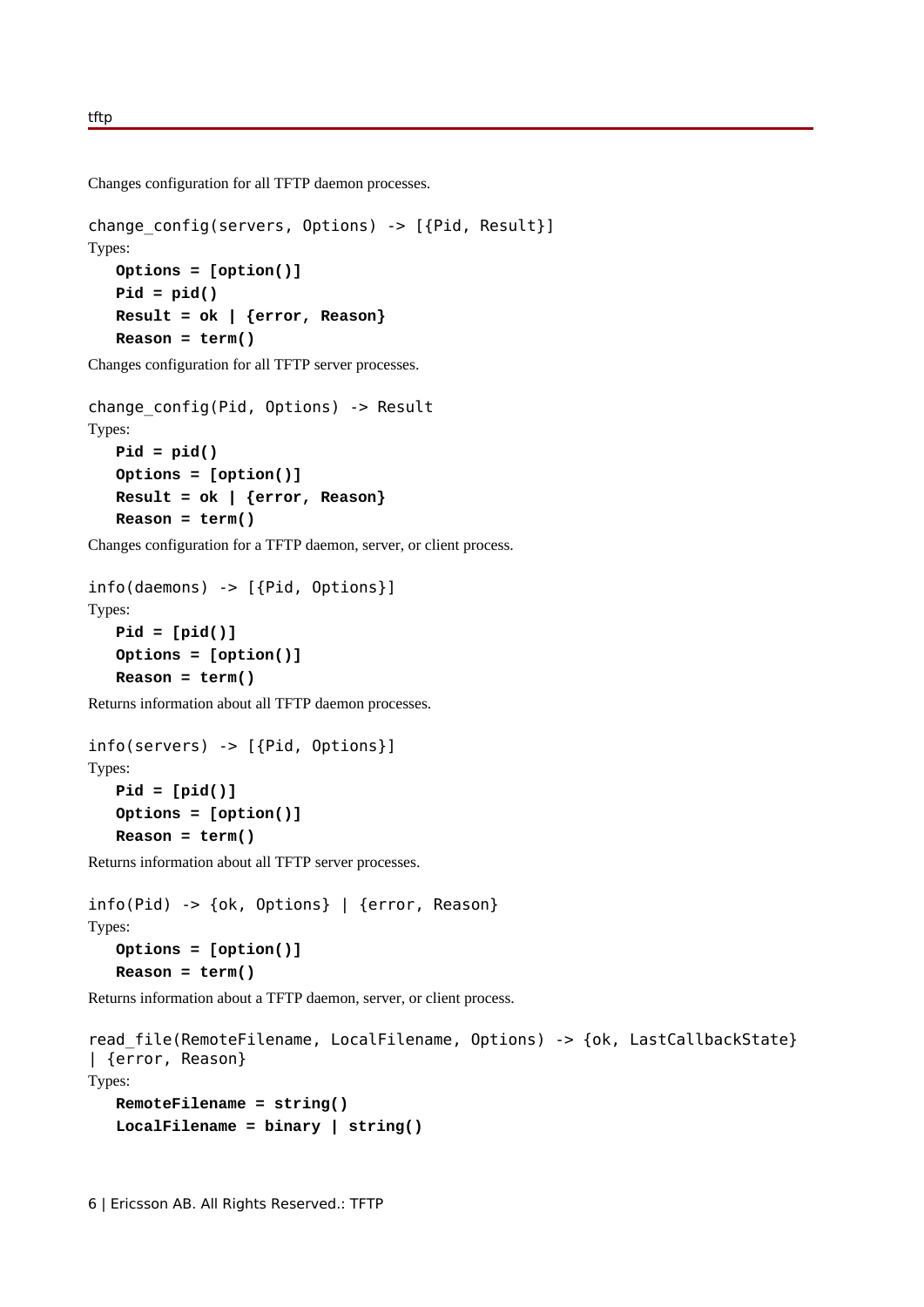Changes configuration for all TFTP daemon processes.

```
change_config(servers, Options) -> [{Pid, Result}]
```

Types:

**Options = [option()]**
**Pid = pid()**
**Result = ok | {error, Reason}**
**Reason = term()**

Changes configuration for all TFTP server processes.

```
change_config(Pid, Options) -> Result
```

Types:

**Pid = pid()**
**Options = [option()]**
**Result = ok | {error, Reason}**
**Reason = term()**

Changes configuration for a TFTP daemon, server, or client process.

```
info(daemons) -> [{Pid, Options}]
```

Types:

**Pid = [pid()]**
**Options = [option()]**
**Reason = term()**

Returns information about all TFTP daemon processes.

```
info(servers) -> [{Pid, Options}]
```

Types:

**Pid = [pid()]**
**Options = [option()]**
**Reason = term()**

Returns information about all TFTP server processes.

```
info(Pid) -> {ok, Options} | {error, Reason}
```

Types:

**Options = [option()]**
**Reason = term()**

Returns information about a TFTP daemon, server, or client process.

```
read_file(RemoteFilename, LocalFilename, Options) -> {ok, LastCallbackState}
| {error, Reason}
```

Types:

**RemoteFilename = string()**
**LocalFilename = binary | string()**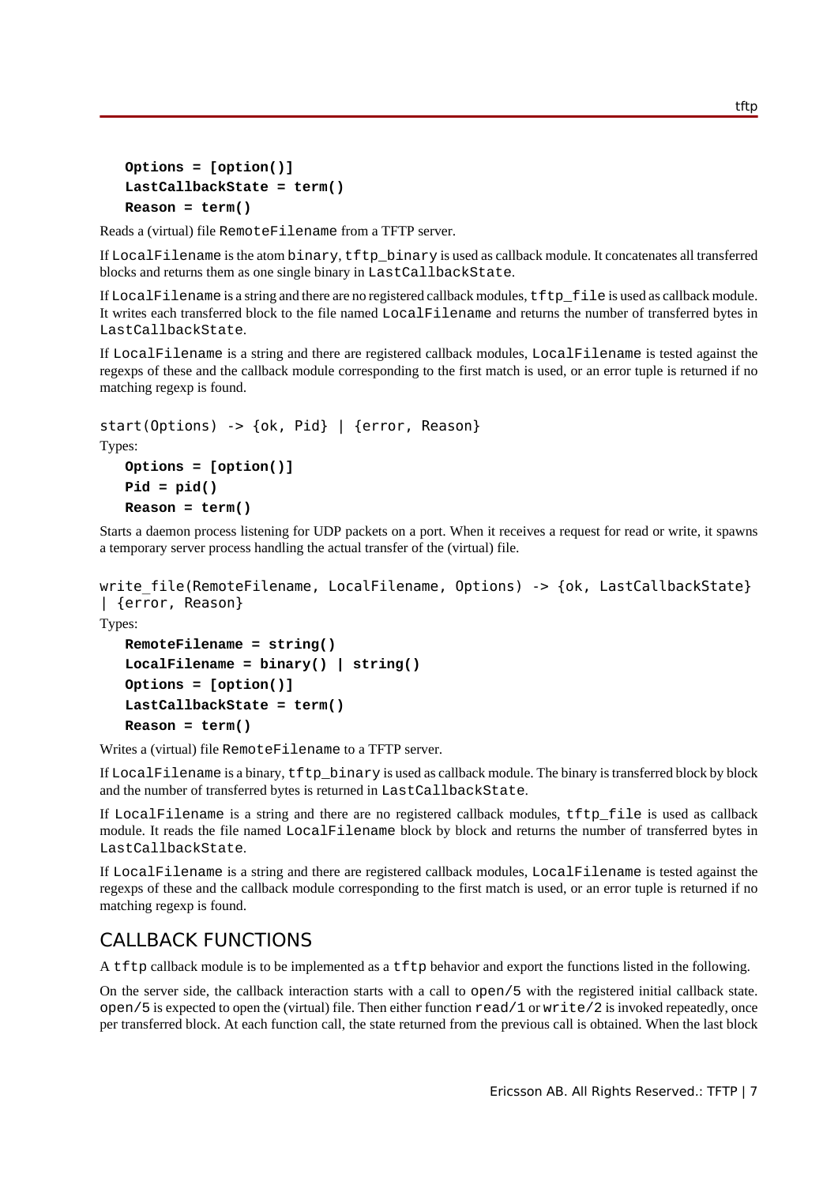**Options = [option()]**
**LastCallbackState = term()**
**Reason = term()**

Reads a (virtual) file `RemoteFilename` from a TFTP server.

If `LocalFilename` is the atom `binary`, `tftp_binary` is used as callback module. It concatenates all transferred blocks and returns them as one single binary in `LastCallbackState`.

If `LocalFilename` is a string and there are no registered callback modules, `tftp_file` is used as callback module. It writes each transferred block to the file named `LocalFilename` and returns the number of transferred bytes in `LastCallbackState`.

If `LocalFilename` is a string and there are registered callback modules, `LocalFilename` is tested against the regexps of these and the callback module corresponding to the first match is used, or an error tuple is returned if no matching regexp is found.

```
start(Options) -> {ok, Pid} | {error, Reason}
```

Types:

**Options = [option()]**
**Pid = pid()**
**Reason = term()**

Starts a daemon process listening for UDP packets on a port. When it receives a request for read or write, it spawns a temporary server process handling the actual transfer of the (virtual) file.

```
write_file(RemoteFilename, LocalFilename, Options) -> {ok, LastCallbackState}
| {error, Reason}
```

Types:

**RemoteFilename = string()**
**LocalFilename = binary() | string()**
**Options = [option()]**
**LastCallbackState = term()**
**Reason = term()**

Writes a (virtual) file `RemoteFilename` to a TFTP server.

If `LocalFilename` is a binary, `tftp_binary` is used as callback module. The binary is transferred block by block and the number of transferred bytes is returned in `LastCallbackState`.

If `LocalFilename` is a string and there are no registered callback modules, `tftp_file` is used as callback module. It reads the file named `LocalFilename` block by block and returns the number of transferred bytes in `LastCallbackState`.

If `LocalFilename` is a string and there are registered callback modules, `LocalFilename` is tested against the regexps of these and the callback module corresponding to the first match is used, or an error tuple is returned if no matching regexp is found.

## CALLBACK FUNCTIONS

A `tftp` callback module is to be implemented as a `tftp` behavior and export the functions listed in the following.

On the server side, the callback interaction starts with a call to `open/5` with the registered initial callback state. `open/5` is expected to open the (virtual) file. Then either function `read/1` or `write/2` is invoked repeatedly, once per transferred block. At each function call, the state returned from the previous call is obtained. When the last block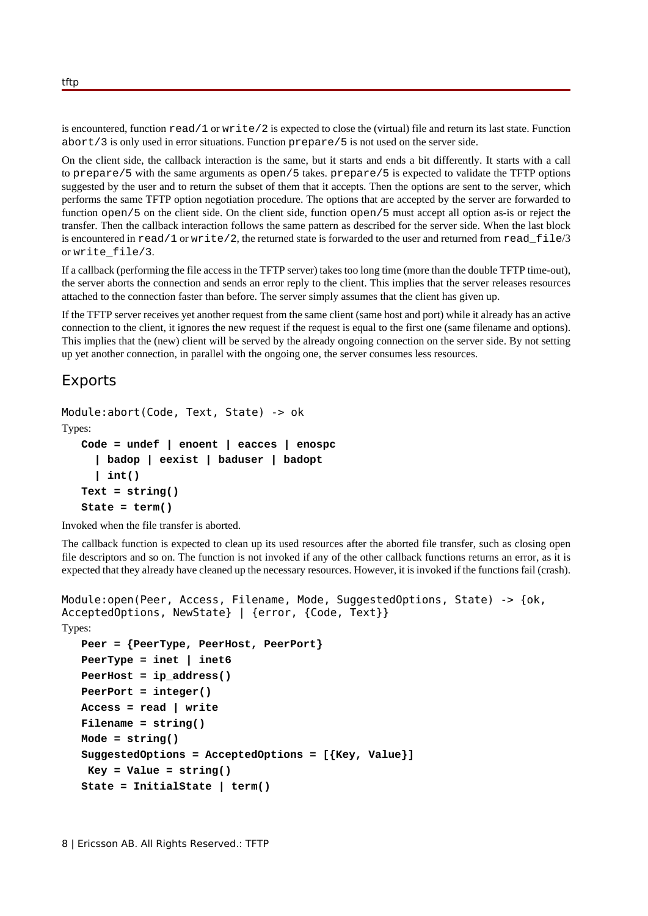is encountered, function `read/1` or `write/2` is expected to close the (virtual) file and return its last state. Function `abort/3` is only used in error situations. Function `prepare/5` is not used on the server side.

On the client side, the callback interaction is the same, but it starts and ends a bit differently. It starts with a call to `prepare/5` with the same arguments as `open/5` takes. `prepare/5` is expected to validate the TFTP options suggested by the user and to return the subset of them that it accepts. Then the options are sent to the server, which performs the same TFTP option negotiation procedure. The options that are accepted by the server are forwarded to function `open/5` on the client side. On the client side, function `open/5` must accept all option as-is or reject the transfer. Then the callback interaction follows the same pattern as described for the server side. When the last block is encountered in `read/1` or `write/2`, the returned state is forwarded to the user and returned from `read_file/3` or `write_file/3`.

If a callback (performing the file access in the TFTP server) takes too long time (more than the double TFTP time-out), the server aborts the connection and sends an error reply to the client. This implies that the server releases resources attached to the connection faster than before. The server simply assumes that the client has given up.

If the TFTP server receives yet another request from the same client (same host and port) while it already has an active connection to the client, it ignores the new request if the request is equal to the first one (same filename and options). This implies that the (new) client will be served by the already ongoing connection on the server side. By not setting up yet another connection, in parallel with the ongoing one, the server consumes less resources.

## Exports

```
Module:abort(Code, Text, State) -> ok
```

Types:

```
Code = undef | enoent | eacces | enospc
  | badop | eexist | baduser | badopt
  | int()
Text = string()
State = term()
```

Invoked when the file transfer is aborted.

The callback function is expected to clean up its used resources after the aborted file transfer, such as closing open file descriptors and so on. The function is not invoked if any of the other callback functions returns an error, as it is expected that they already have cleaned up the necessary resources. However, it is invoked if the functions fail (crash).

```
Module:open(Peer, Access, Filename, Mode, SuggestedOptions, State) -> {ok, AcceptedOptions, NewState} | {error, {Code, Text}}
```

Types:

```
Peer = {PeerType, PeerHost, PeerPort}
PeerType = inet | inet6
PeerHost = ip_address()
PeerPort = integer()
Access = read | write
Filename = string()
Mode = string()
SuggestedOptions = AcceptedOptions = [{Key, Value}]
 Key = Value = string()
State = InitialState | term()
```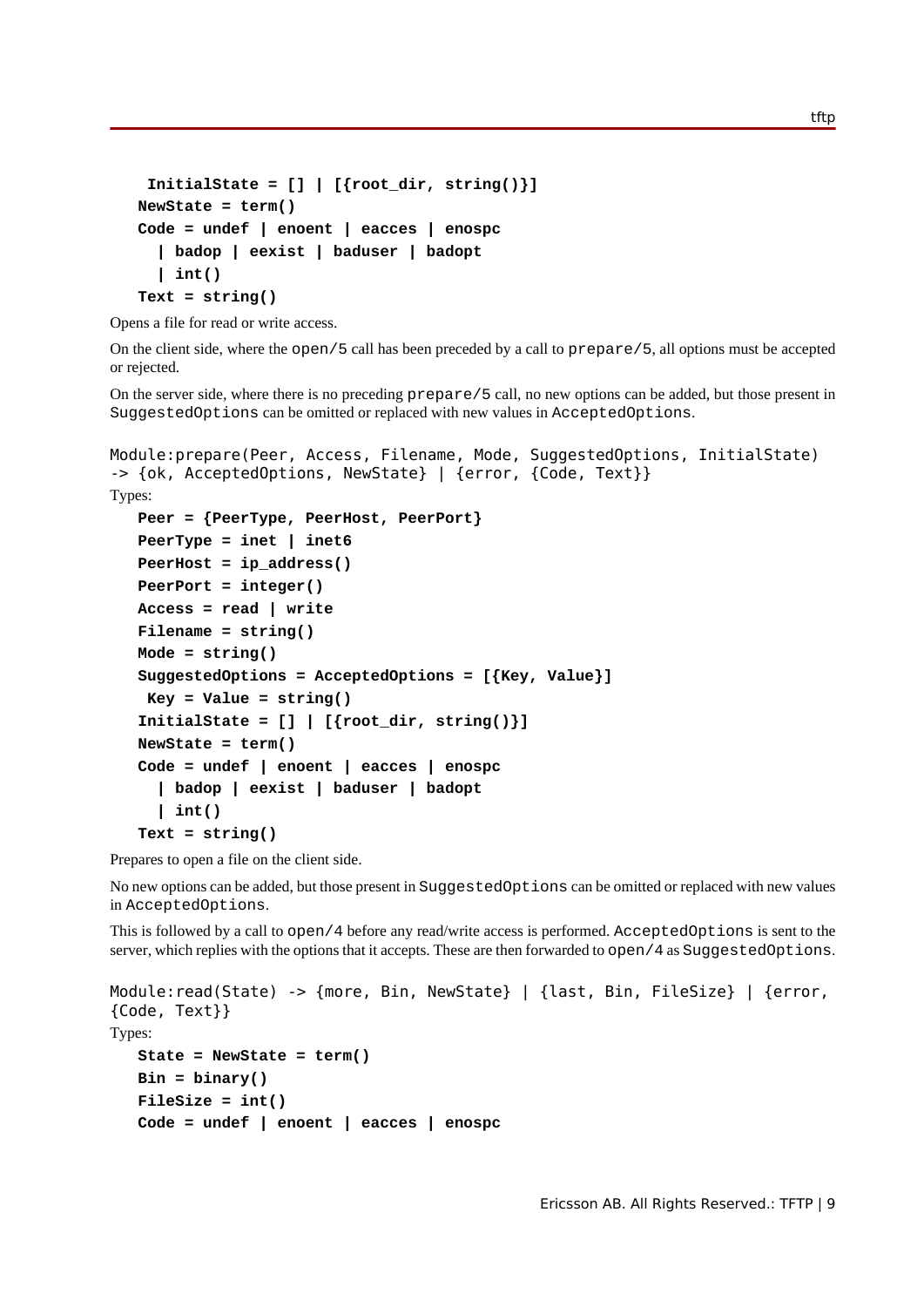```
 InitialState = [] | [{root_dir, string()}]
NewState = term()
Code = undef | enoent | eacces | enospc
  | badop | eexist | baduser | badopt
  | int()
Text = string()
```

Opens a file for read or write access.

On the client side, where the `open/5` call has been preceded by a call to `prepare/5`, all options must be accepted or rejected.

On the server side, where there is no preceding `prepare/5` call, no new options can be added, but those present in `SuggestedOptions` can be omitted or replaced with new values in `AcceptedOptions`.

```
Module:prepare(Peer, Access, Filename, Mode, SuggestedOptions, InitialState)
-> {ok, AcceptedOptions, NewState} | {error, {Code, Text}}
```

Types:

```
Peer = {PeerType, PeerHost, PeerPort}
PeerType = inet | inet6
PeerHost = ip_address()
PeerPort = integer()
Access = read | write
Filename = string()
Mode = string()
SuggestedOptions = AcceptedOptions = [{Key, Value}]
 Key = Value = string()
InitialState = [] | [{root_dir, string()}]
NewState = term()
Code = undef | enoent | eacces | enospc
  | badop | eexist | baduser | badopt
  | int()
Text = string()
```

Prepares to open a file on the client side.

No new options can be added, but those present in `SuggestedOptions` can be omitted or replaced with new values in `AcceptedOptions`.

This is followed by a call to `open/4` before any read/write access is performed. `AcceptedOptions` is sent to the server, which replies with the options that it accepts. These are then forwarded to `open/4` as `SuggestedOptions`.

```
Module:read(State) -> {more, Bin, NewState} | {last, Bin, FileSize} | {error,
{Code, Text}}
```

Types:

```
State = NewState = term()
Bin = binary()
FileSize = int()
Code = undef | enoent | eacces | enospc
```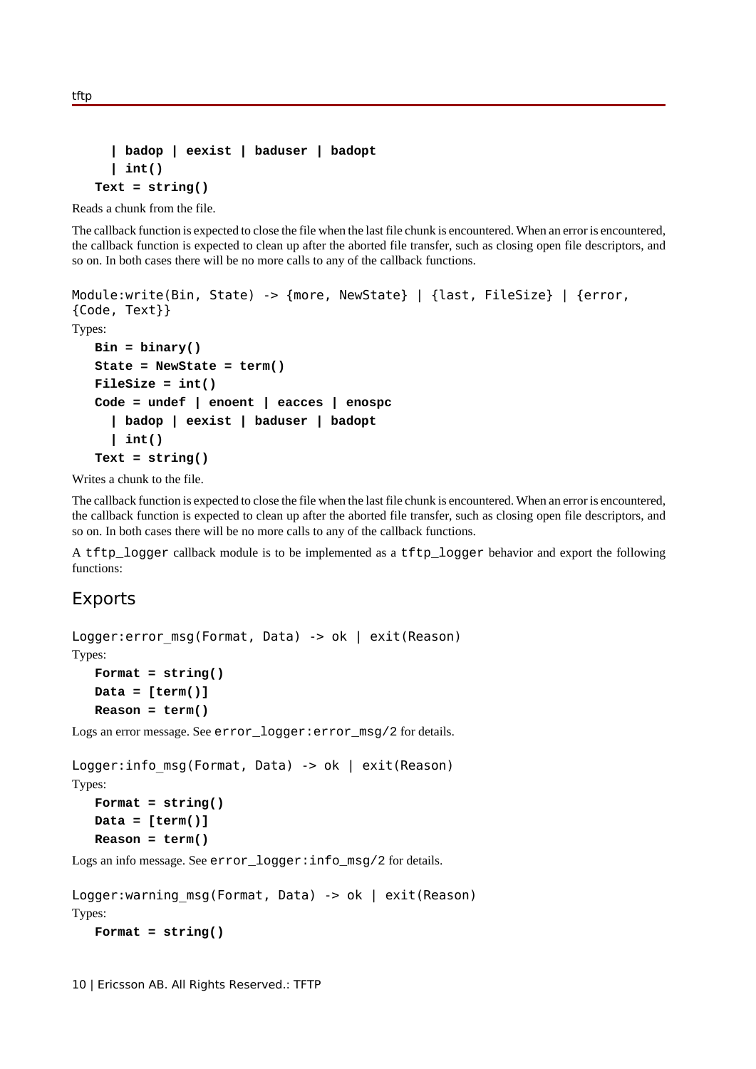**| badop | eexist | baduser | badopt**
**| int()**
**Text = string()**

Reads a chunk from the file.

The callback function is expected to close the file when the last file chunk is encountered. When an error is encountered, the callback function is expected to clean up after the aborted file transfer, such as closing open file descriptors, and so on. In both cases there will be no more calls to any of the callback functions.

```
Module:write(Bin, State) -> {more, NewState} | {last, FileSize} | {error, {Code, Text}}
```

Types:

**Bin = binary()**
**State = NewState = term()**
**FileSize = int()**
**Code = undef | enoent | eacces | enospc**
**| badop | eexist | baduser | badopt**
**| int()**
**Text = string()**

Writes a chunk to the file.

The callback function is expected to close the file when the last file chunk is encountered. When an error is encountered, the callback function is expected to clean up after the aborted file transfer, such as closing open file descriptors, and so on. In both cases there will be no more calls to any of the callback functions.

A `tftp_logger` callback module is to be implemented as a `tftp_logger` behavior and export the following functions:

## Exports

```
Logger:error_msg(Format, Data) -> ok | exit(Reason)
```

Types:

**Format = string()**
**Data = [term()]**
**Reason = term()**

Logs an error message. See `error_logger:error_msg/2` for details.

```
Logger:info_msg(Format, Data) -> ok | exit(Reason)
```

Types:

**Format = string()**
**Data = [term()]**
**Reason = term()**

Logs an info message. See `error_logger:info_msg/2` for details.

```
Logger:warning_msg(Format, Data) -> ok | exit(Reason)
```

Types:

**Format = string()**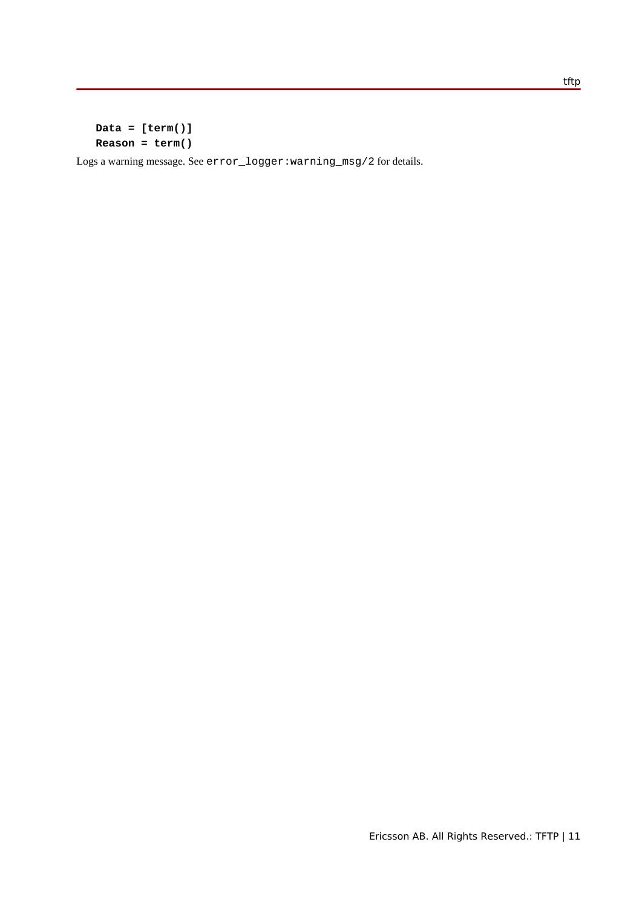**Data = [term()]**
**Reason = term()**

Logs a warning message. See `error_logger:warning_msg/2` for details.